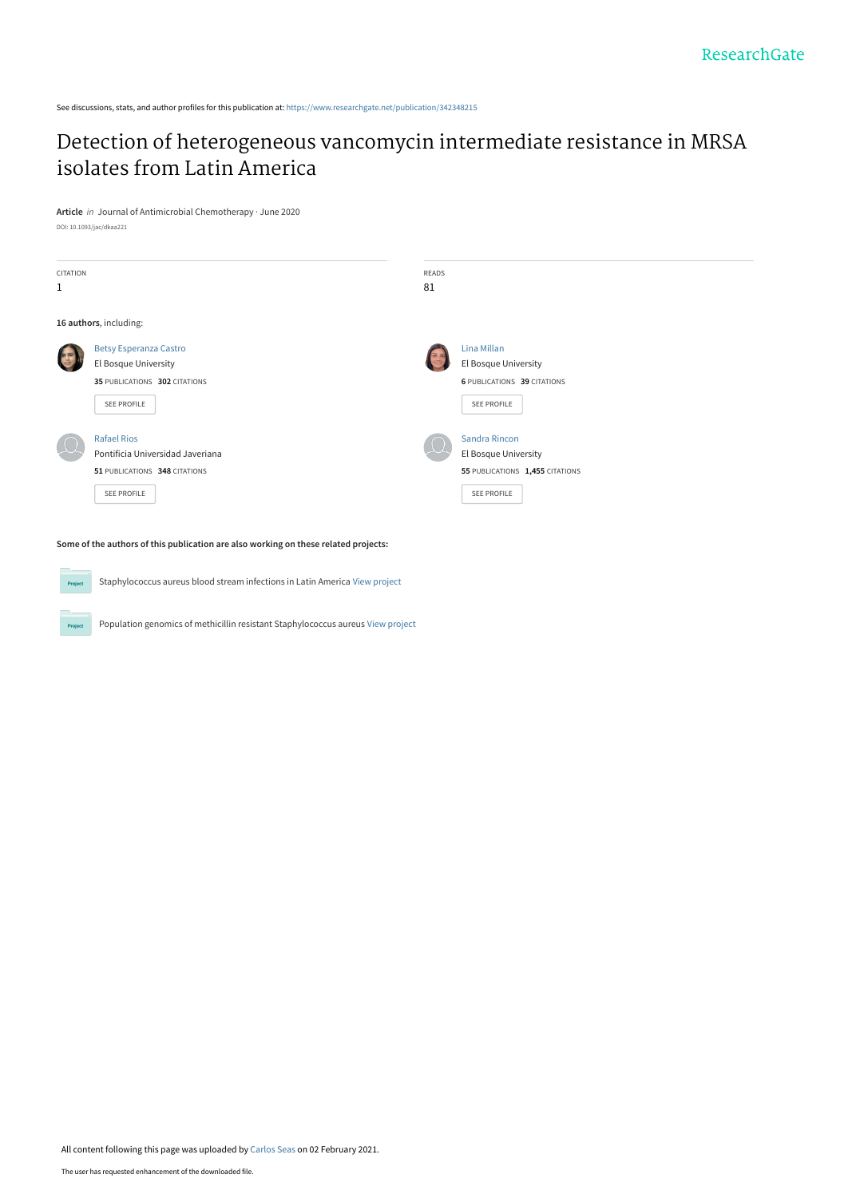See discussions, stats, and author profiles for this publication at: https://www.researchgate.net/publication/342348215

# Detection of heterogeneous vancomycin intermediate resistance in MRSA isolates from Latin America

**Article** *in* Journal of Antimicrobial Chemotherapy · June 2020

DOI: 10.1093/jac/dkaa221

| CITATION | READS |
| --- | --- |
| 1 | 81 |

**16 authors**, including:

**Betsy Esperanza Castro**
El Bosque University
35 PUBLICATIONS 302 CITATIONS
SEE PROFILE

**Lina Millan**
El Bosque University
6 PUBLICATIONS 39 CITATIONS
SEE PROFILE

**Rafael Rios**
Pontificia Universidad Javeriana
51 PUBLICATIONS 348 CITATIONS
SEE PROFILE

**Sandra Rincon**
El Bosque University
55 PUBLICATIONS 1,455 CITATIONS
SEE PROFILE

**Some of the authors of this publication are also working on these related projects:**

Staphylococcus aureus blood stream infections in Latin America View project

Population genomics of methicillin resistant Staphylococcus aureus View project

All content following this page was uploaded by Carlos Seas on 02 February 2021.

The user has requested enhancement of the downloaded file.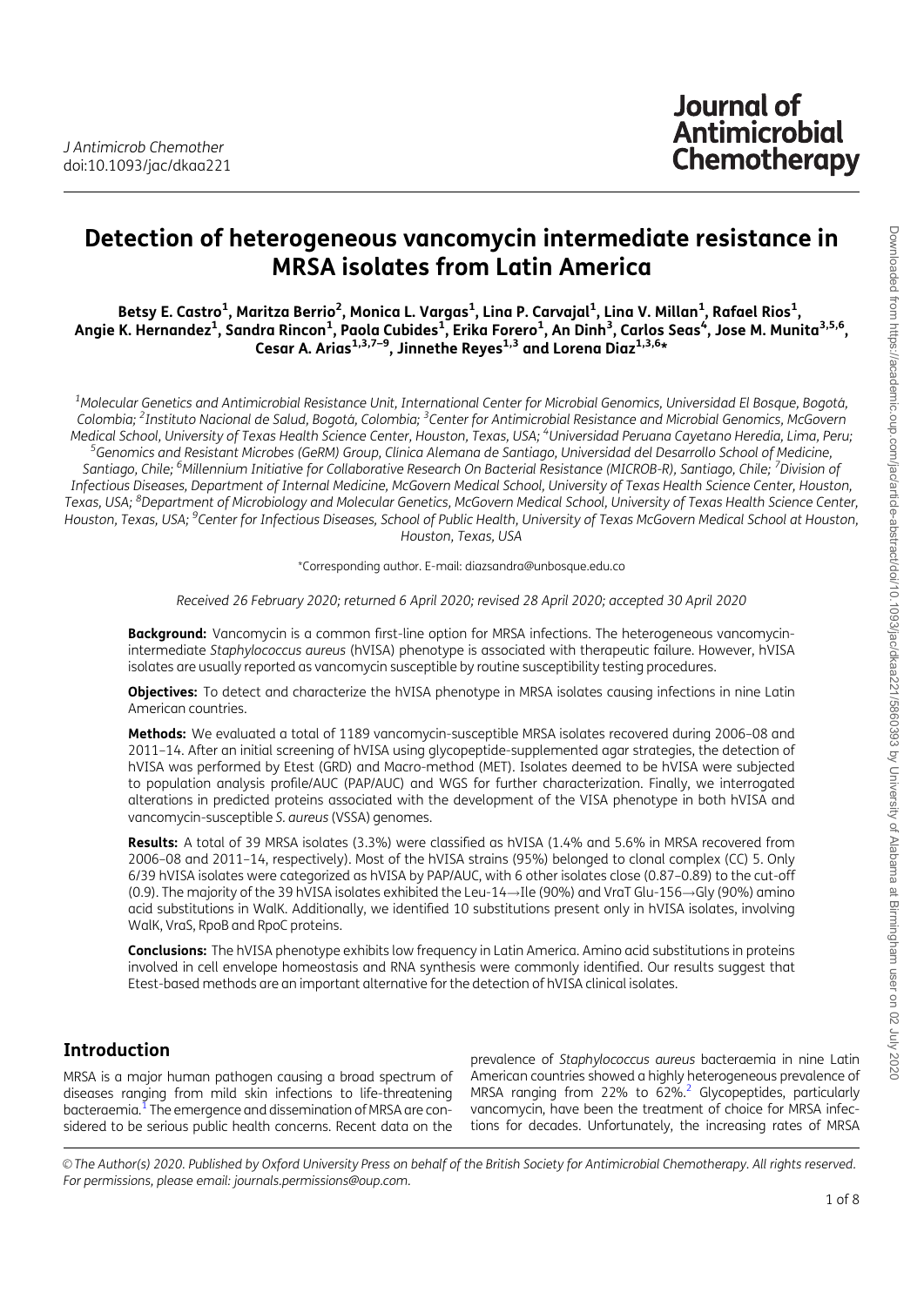# Detection of heterogeneous vancomycin intermediate resistance in MRSA isolates from Latin America

**Betsy E. Castro[1], Maritza Berrio[2], Monica L. Vargas[1], Lina P. Carvajal[1], Lina V. Millan[1], Rafael Rios[1], Angie K. Hernandez[1], Sandra Rincon[1], Paola Cubides[1], Erika Forero[1], An Dinh[3], Carlos Seas[4], Jose M. Munita[3,5,6], Cesar A. Arias[1,3,7–9], Jinnethe Reyes[1,3] and Lorena Diaz[1,3,6]***

[1]*Molecular Genetics and Antimicrobial Resistance Unit, International Center for Microbial Genomics, Universidad El Bosque, Bogotá, Colombia;* [2]*Instituto Nacional de Salud, Bogotá, Colombia;* [3]*Center for Antimicrobial Resistance and Microbial Genomics, McGovern Medical School, University of Texas Health Science Center, Houston, Texas, USA;* [4]*Universidad Peruana Cayetano Heredia, Lima, Peru;* [5]*Genomics and Resistant Microbes (GeRM) Group, Clinica Alemana de Santiago, Universidad del Desarrollo School of Medicine, Santiago, Chile;* [6]*Millennium Initiative for Collaborative Research On Bacterial Resistance (MICROB-R), Santiago, Chile;* [7]*Division of Infectious Diseases, Department of Internal Medicine, McGovern Medical School, University of Texas Health Science Center, Houston, Texas, USA;* [8]*Department of Microbiology and Molecular Genetics, McGovern Medical School, University of Texas Health Science Center, Houston, Texas, USA;* [9]*Center for Infectious Diseases, School of Public Health, University of Texas McGovern Medical School at Houston, Houston, Texas, USA*

*Corresponding author. E-mail: diazsandra@unbosque.edu.co

*Received 26 February 2020; returned 6 April 2020; revised 28 April 2020; accepted 30 April 2020*

**Background:** Vancomycin is a common first-line option for MRSA infections. The heterogeneous vancomycin-intermediate *Staphylococcus aureus* (hVISA) phenotype is associated with therapeutic failure. However, hVISA isolates are usually reported as vancomycin susceptible by routine susceptibility testing procedures.

**Objectives:** To detect and characterize the hVISA phenotype in MRSA isolates causing infections in nine Latin American countries.

**Methods:** We evaluated a total of 1189 vancomycin-susceptible MRSA isolates recovered during 2006–08 and 2011–14. After an initial screening of hVISA using glycopeptide-supplemented agar strategies, the detection of hVISA was performed by Etest (GRD) and Macro-method (MET). Isolates deemed to be hVISA were subjected to population analysis profile/AUC (PAP/AUC) and WGS for further characterization. Finally, we interrogated alterations in predicted proteins associated with the development of the VISA phenotype in both hVISA and vancomycin-susceptible *S. aureus* (VSSA) genomes.

**Results:** A total of 39 MRSA isolates (3.3%) were classified as hVISA (1.4% and 5.6% in MRSA recovered from 2006–08 and 2011–14, respectively). Most of the hVISA strains (95%) belonged to clonal complex (CC) 5. Only 6/39 hVISA isolates were categorized as hVISA by PAP/AUC, with 6 other isolates close (0.87–0.89) to the cut-off (0.9). The majority of the 39 hVISA isolates exhibited the Leu-14→Ile (90%) and VraT Glu-156→Gly (90%) amino acid substitutions in WalK. Additionally, we identified 10 substitutions present only in hVISA isolates, involving WalK, VraS, RpoB and RpoC proteins.

**Conclusions:** The hVISA phenotype exhibits low frequency in Latin America. Amino acid substitutions in proteins involved in cell envelope homeostasis and RNA synthesis were commonly identified. Our results suggest that Etest-based methods are an important alternative for the detection of hVISA clinical isolates.

## Introduction

MRSA is a major human pathogen causing a broad spectrum of diseases ranging from mild skin infections to life-threatening bacteraemia.[1] The emergence and dissemination of MRSA are considered to be serious public health concerns. Recent data on the prevalence of *Staphylococcus aureus* bacteraemia in nine Latin American countries showed a highly heterogeneous prevalence of MRSA ranging from 22% to 62%.[2] Glycopeptides, particularly vancomycin, have been the treatment of choice for MRSA infections for decades. Unfortunately, the increasing rates of MRSA

© The Author(s) 2020. Published by Oxford University Press on behalf of the British Society for Antimicrobial Chemotherapy. All rights reserved. For permissions, please email: journals.permissions@oup.com.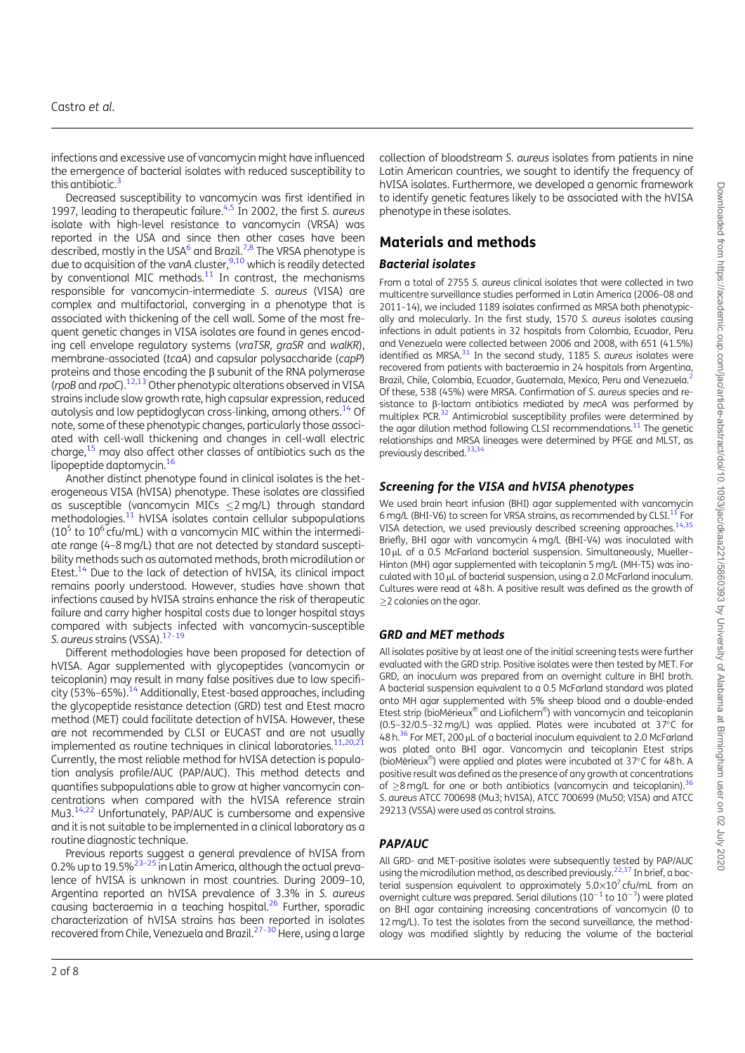infections and excessive use of vancomycin might have influenced the emergence of bacterial isolates with reduced susceptibility to this antibiotic.[3]

Decreased susceptibility to vancomycin was first identified in 1997, leading to therapeutic failure.[4,5] In 2002, the first *S. aureus* isolate with high-level resistance to vancomycin (VRSA) was reported in the USA and since then other cases have been described, mostly in the USA[6] and Brazil.[7,8] The VRSA phenotype is due to acquisition of the *vanA* cluster,[9,10] which is readily detected by conventional MIC methods.[11] In contrast, the mechanisms responsible for vancomycin-intermediate *S. aureus* (VISA) are complex and multifactorial, converging in a phenotype that is associated with thickening of the cell wall. Some of the most frequent genetic changes in VISA isolates are found in genes encoding cell envelope regulatory systems (*vraTSR, graSR* and *walKR*), membrane-associated (*tcaA*) and capsular polysaccharide (*capP*) proteins and those encoding the β subunit of the RNA polymerase (*rpoB* and *rpoC*).[12,13] Other phenotypic alterations observed in VISA strains include slow growth rate, high capsular expression, reduced autolysis and low peptidoglycan cross-linking, among others.[14] Of note, some of these phenotypic changes, particularly those associated with cell-wall thickening and changes in cell-wall electric charge,[15] may also affect other classes of antibiotics such as the lipopeptide daptomycin.[16]

Another distinct phenotype found in clinical isolates is the heterogeneous VISA (hVISA) phenotype. These isolates are classified as susceptible (vancomycin MICs ≤2 mg/L) through standard methodologies.[11] hVISA isolates contain cellular subpopulations ($10^5$ to $10^6$ cfu/mL) with a vancomycin MIC within the intermediate range (4–8 mg/L) that are not detected by standard susceptibility methods such as automated methods, broth microdilution or Etest.[14] Due to the lack of detection of hVISA, its clinical impact remains poorly understood. However, studies have shown that infections caused by hVISA strains enhance the risk of therapeutic failure and carry higher hospital costs due to longer hospital stays compared with subjects infected with vancomycin-susceptible *S. aureus* strains (VSSA).[17–19]

Different methodologies have been proposed for detection of hVISA. Agar supplemented with glycopeptides (vancomycin or teicoplanin) may result in many false positives due to low specificity (53%–65%).[14] Additionally, Etest-based approaches, including the glycopeptide resistance detection (GRD) test and Etest macro method (MET) could facilitate detection of hVISA. However, these are not recommended by CLSI or EUCAST and are not usually implemented as routine techniques in clinical laboratories.[11,20,21] Currently, the most reliable method for hVISA detection is population analysis profile/AUC (PAP/AUC). This method detects and quantifies subpopulations able to grow at higher vancomycin concentrations when compared with the hVISA reference strain Mu3.[14,22] Unfortunately, PAP/AUC is cumbersome and expensive and it is not suitable to be implemented in a clinical laboratory as a routine diagnostic technique.

Previous reports suggest a general prevalence of hVISA from 0.2% up to 19.5%[23–25] in Latin America, although the actual prevalence of hVISA is unknown in most countries. During 2009–10, Argentina reported an hVISA prevalence of 3.3% in *S. aureus* causing bacteraemia in a teaching hospital.[26] Further, sporadic characterization of hVISA strains has been reported in isolates recovered from Chile, Venezuela and Brazil.[27–30] Here, using a large collection of bloodstream *S. aureus* isolates from patients in nine Latin American countries, we sought to identify the frequency of hVISA isolates. Furthermore, we developed a genomic framework to identify genetic features likely to be associated with the hVISA phenotype in these isolates.

## Materials and methods

### Bacterial isolates

From a total of 2755 *S. aureus* clinical isolates that were collected in two multicentre surveillance studies performed in Latin America (2006–08 and 2011–14), we included 1189 isolates confirmed as MRSA both phenotypically and molecularly. In the first study, 1570 *S. aureus* isolates causing infections in adult patients in 32 hospitals from Colombia, Ecuador, Peru and Venezuela were collected between 2006 and 2008, with 651 (41.5%) identified as MRSA.[31] In the second study, 1185 *S. aureus* isolates were recovered from patients with bacteraemia in 24 hospitals from Argentina, Brazil, Chile, Colombia, Ecuador, Guatemala, Mexico, Peru and Venezuela.[2] Of these, 538 (45%) were MRSA. Confirmation of *S. aureus* species and resistance to β-lactam antibiotics mediated by *mecA* was performed by multiplex PCR.[32] Antimicrobial susceptibility profiles were determined by the agar dilution method following CLSI recommendations.[11] The genetic relationships and MRSA lineages were determined by PFGE and MLST, as previously described.[33,34]

### Screening for the VISA and hVISA phenotypes

We used brain heart infusion (BHI) agar supplemented with vancomycin 6 mg/L (BHI-V6) to screen for VRSA strains, as recommended by CLSI.[11] For VISA detection, we used previously described screening approaches.[14,35] Briefly, BHI agar with vancomycin 4 mg/L (BHI-V4) was inoculated with 10 μL of a 0.5 McFarland bacterial suspension. Simultaneously, Mueller–Hinton (MH) agar supplemented with teicoplanin 5 mg/L (MH-T5) was inoculated with 10 μL of bacterial suspension, using a 2.0 McFarland inoculum. Cultures were read at 48 h. A positive result was defined as the growth of ≥2 colonies on the agar.

### GRD and MET methods

All isolates positive by at least one of the initial screening tests were further evaluated with the GRD strip. Positive isolates were then tested by MET. For GRD, an inoculum was prepared from an overnight culture in BHI broth. A bacterial suspension equivalent to a 0.5 McFarland standard was plated onto MH agar supplemented with 5% sheep blood and a double-ended Etest strip (bioMérieux® and Liofilchem®) with vancomycin and teicoplanin (0.5–32/0.5–32 mg/L) was applied. Plates were incubated at 37°C for 48 h.[36] For MET, 200 μL of a bacterial inoculum equivalent to 2.0 McFarland was plated onto BHI agar. Vancomycin and teicoplanin Etest strips (bioMérieux®) were applied and plates were incubated at 37°C for 48 h. A positive result was defined as the presence of any growth at concentrations of ≥8 mg/L for one or both antibiotics (vancomycin and teicoplanin).[36] *S. aureus* ATCC 700698 (Mu3; hVISA), ATCC 700699 (Mu50; VISA) and ATCC 29213 (VSSA) were used as control strains.

### PAP/AUC

All GRD- and MET-positive isolates were subsequently tested by PAP/AUC using the microdilution method, as described previously.[22,37] In brief, a bacterial suspension equivalent to approximately $5.0\times10^7$ cfu/mL from an overnight culture was prepared. Serial dilutions ($10^{-1}$ to $10^{-7}$) were plated on BHI agar containing increasing concentrations of vancomycin (0 to 12 mg/L). To test the isolates from the second surveillance, the methodology was modified slightly by reducing the volume of the bacterial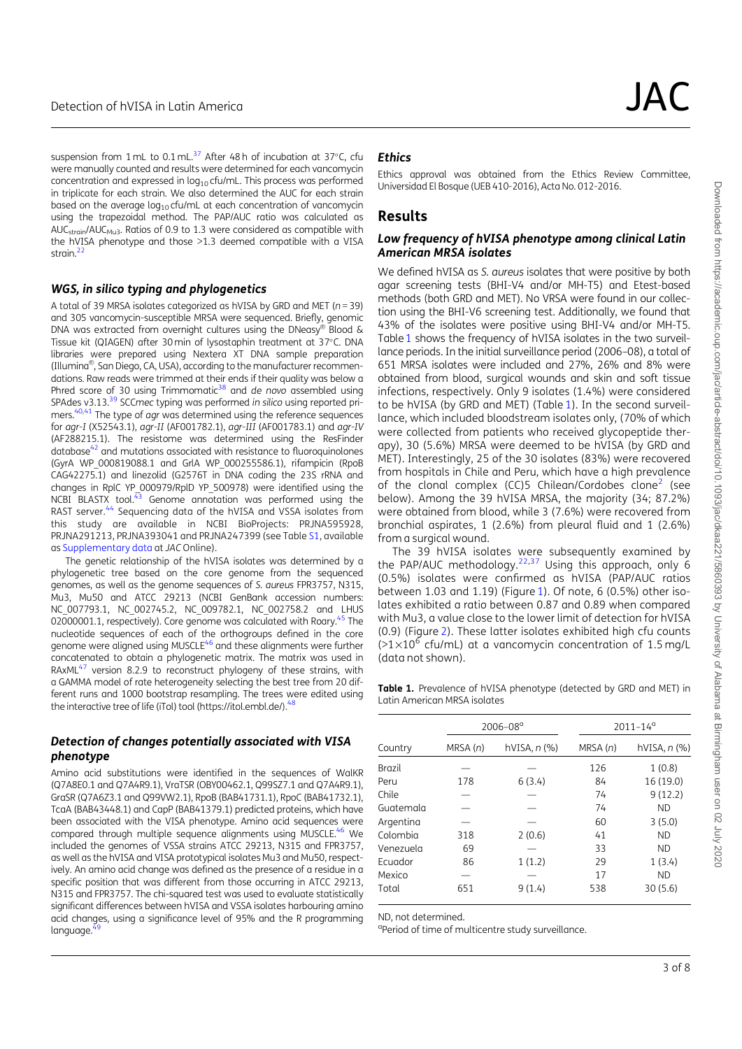suspension from 1 mL to 0.1 mL.[37] After 48 h of incubation at 37°C, cfu were manually counted and results were determined for each vancomycin concentration and expressed in $\log_{10}$ cfu/mL. This process was performed in triplicate for each strain. We also determined the AUC for each strain based on the average $\log_{10}$ cfu/mL at each concentration of vancomycin using the trapezoidal method. The PAP/AUC ratio was calculated as $AUC_{strain}/AUC_{Mu3}$. Ratios of 0.9 to 1.3 were considered as compatible with the hVISA phenotype and those >1.3 deemed compatible with a VISA strain.[22]

### WGS, in silico typing and phylogenetics

A total of 39 MRSA isolates categorized as hVISA by GRD and MET ($n = 39$) and 305 vancomycin-susceptible MRSA were sequenced. Briefly, genomic DNA was extracted from overnight cultures using the DNeasy® Blood & Tissue kit (QIAGEN) after 30 min of lysostaphin treatment at 37°C. DNA libraries were prepared using Nextera XT DNA sample preparation (Illumina®, San Diego, CA, USA), according to the manufacturer recommendations. Raw reads were trimmed at their ends if their quality was below a Phred score of 30 using Trimmomatic[38] and *de novo* assembled using SPAdes v3.13.[39] SCC*mec* typing was performed *in silico* using reported primers.[40,41] The type of *agr* was determined using the reference sequences for *agr-I* (X52543.1), *agr-II* (AF001782.1), *agr-III* (AF001783.1) and *agr-IV* (AF288215.1). The resistome was determined using the ResFinder database[42] and mutations associated with resistance to fluoroquinolones (GyrA WP_000819088.1 and GrlA WP_000255586.1), rifampicin (RpoB CAG42275.1) and linezolid (G2576T in DNA coding the 23S rRNA and changes in RplC YP_000979/RplD YP_500978) were identified using the NCBI BLASTX tool.[43] Genome annotation was performed using the RAST server.[44] Sequencing data of the hVISA and VSSA isolates from this study are available in NCBI BioProjects: PRJNA595928, PRJNA291213, PRJNA393041 and PRJNA247399 (see Table S1, available as Supplementary data at *JAC* Online).

The genetic relationship of the hVISA isolates was determined by a phylogenetic tree based on the core genome from the sequenced genomes, as well as the genome sequences of *S. aureus* FPR3757, N315, Mu3, Mu50 and ATCC 29213 (NCBI GenBank accession numbers: NC_007793.1, NC_002745.2, NC_009782.1, NC_002758.2 and LHUS 02000001.1, respectively). Core genome was calculated with Roary.[45] The nucleotide sequences of each of the orthogroups defined in the core genome were aligned using MUSCLE[46] and these alignments were further concatenated to obtain a phylogenetic matrix. The matrix was used in RAxML[47] version 8.2.9 to reconstruct phylogeny of these strains, with a GAMMA model of rate heterogeneity selecting the best tree from 20 different runs and 1000 bootstrap resampling. The trees were edited using the interactive tree of life (iTol) tool (https://itol.embl.de/).[48]

### Detection of changes potentially associated with VISA phenotype

Amino acid substitutions were identified in the sequences of WalKR (Q7A8E0.1 and Q7A4R9.1), VraTSR (OBY00462.1, Q99SZ7.1 and Q7A4R9.1), GraSR (Q7A6Z3.1 and Q99VW2.1), RpoB (BAB41731.1), RpoC (BAB41732.1), TcaA (BAB43448.1) and CapP (BAB41379.1) predicted proteins, which have been associated with the VISA phenotype. Amino acid sequences were compared through multiple sequence alignments using MUSCLE.[46] We included the genomes of VSSA strains ATCC 29213, N315 and FPR3757, as well as the hVISA and VISA prototypical isolates Mu3 and Mu50, respectively. An amino acid change was defined as the presence of a residue in a specific position that was different from those occurring in ATCC 29213, N315 and FPR3757. The chi-squared test was used to evaluate statistically significant differences between hVISA and VSSA isolates harbouring amino acid changes, using a significance level of 95% and the R programming language.[49]

### Ethics

Ethics approval was obtained from the Ethics Review Committee, Universidad El Bosque (UEB 410-2016), Acta No. 012-2016.

## Results

### Low frequency of hVISA phenotype among clinical Latin American MRSA isolates

We defined hVISA as *S. aureus* isolates that were positive by both agar screening tests (BHI-V4 and/or MH-T5) and Etest-based methods (both GRD and MET). No VRSA were found in our collection using the BHI-V6 screening test. Additionally, we found that 43% of the isolates were positive using BHI-V4 and/or MH-T5. Table 1 shows the frequency of hVISA isolates in the two surveillance periods. In the initial surveillance period (2006–08), a total of 651 MRSA isolates were included and 27%, 26% and 8% were obtained from blood, surgical wounds and skin and soft tissue infections, respectively. Only 9 isolates (1.4%) were considered to be hVISA (by GRD and MET) (Table 1). In the second surveillance, which included bloodstream isolates only, (70% of which were collected from patients who received glycopeptide therapy), 30 (5.6%) MRSA were deemed to be hVISA (by GRD and MET). Interestingly, 25 of the 30 isolates (83%) were recovered from hospitals in Chile and Peru, which have a high prevalence of the clonal complex (CC)5 Chilean/Cordobes clone[2] (see below). Among the 39 hVISA MRSA, the majority (34; 87.2%) were obtained from blood, while 3 (7.6%) were recovered from bronchial aspirates, 1 (2.6%) from pleural fluid and 1 (2.6%) from a surgical wound.

The 39 hVISA isolates were subsequently examined by the PAP/AUC methodology.[22,37] Using this approach, only 6 (0.5%) isolates were confirmed as hVISA (PAP/AUC ratios between 1.03 and 1.19) (Figure 1). Of note, 6 (0.5%) other isolates exhibited a ratio between 0.87 and 0.89 when compared with Mu3, a value close to the lower limit of detection for hVISA (0.9) (Figure 2). These latter isolates exhibited high cfu counts ($>1\times10^6$ cfu/mL) at a vancomycin concentration of 1.5 mg/L (data not shown).

**Table 1.** Prevalence of hVISA phenotype (detected by GRD and MET) in Latin American MRSA isolates

| | 2006–08[a] | | 2011–14[a] | |
|---|---|---|---|---|
| Country | MRSA (*n*) | hVISA, *n* (%) | MRSA (*n*) | hVISA, *n* (%) |
| Brazil | — | — | 126 | 1 (0.8) |
| Peru | 178 | 6 (3.4) | 84 | 16 (19.0) |
| Chile | — | — | 74 | 9 (12.2) |
| Guatemala | — | — | 74 | ND |
| Argentina | — | — | 60 | 3 (5.0) |
| Colombia | 318 | 2 (0.6) | 41 | ND |
| Venezuela | 69 | — | 33 | ND |
| Ecuador | 86 | 1 (1.2) | 29 | 1 (3.4) |
| Mexico | — | — | 17 | ND |
| Total | 651 | 9 (1.4) | 538 | 30 (5.6) |

ND, not determined.

[a]Period of time of multicentre study surveillance.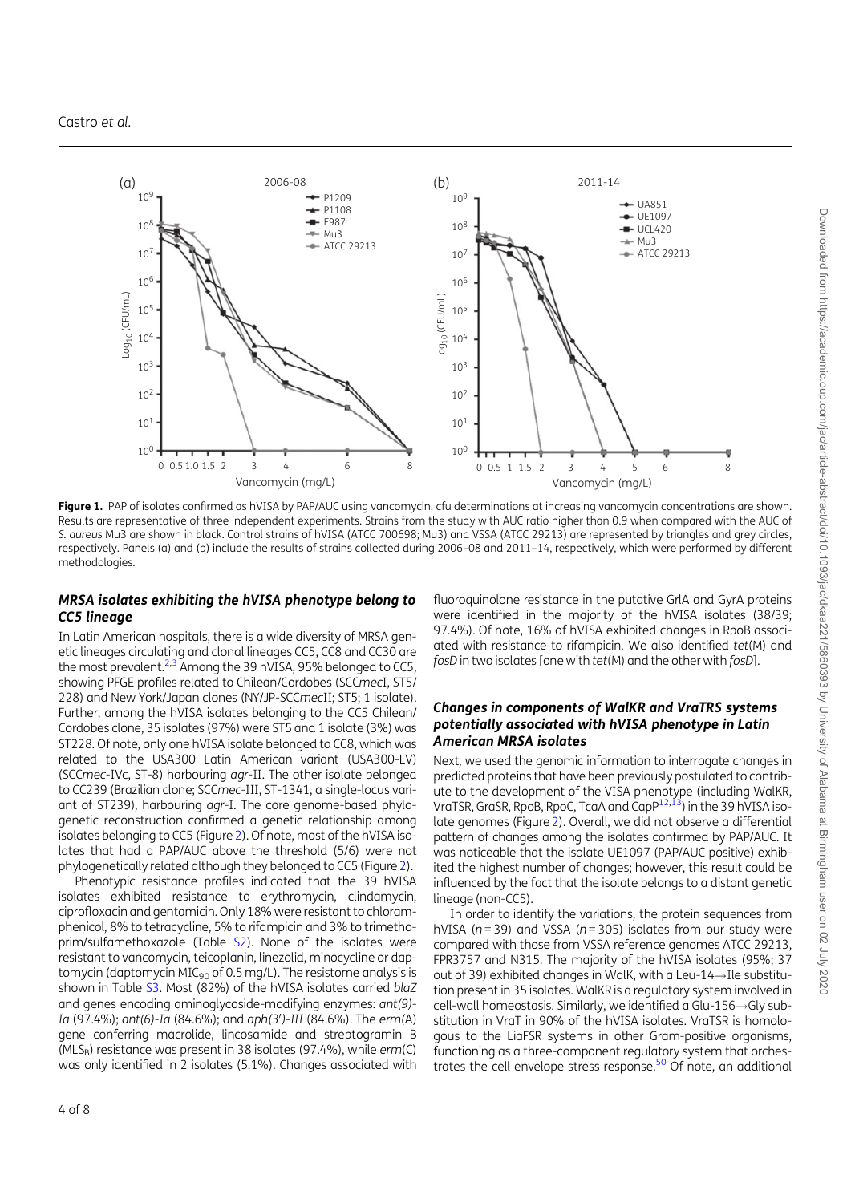**Figure 1.** PAP of isolates confirmed as hVISA by PAP/AUC using vancomycin. cfu determinations at increasing vancomycin concentrations are shown. Results are representative of three independent experiments. Strains from the study with AUC ratio higher than 0.9 when compared with the AUC of *S. aureus* Mu3 are shown in black. Control strains of hVISA (ATCC 700698; Mu3) and VSSA (ATCC 29213) are represented by triangles and grey circles, respectively. Panels (a) and (b) include the results of strains collected during 2006–08 and 2011–14, respectively, which were performed by different methodologies.

### *MRSA isolates exhibiting the hVISA phenotype belong to CC5 lineage*

In Latin American hospitals, there is a wide diversity of MRSA genetic lineages circulating and clonal lineages CC5, CC8 and CC30 are the most prevalent.[2,3] Among the 39 hVISA, 95% belonged to CC5, showing PFGE profiles related to Chilean/Cordobes (SCC*mec*I, ST5/228) and New York/Japan clones (NY/JP-SCC*mec*II; ST5; 1 isolate). Further, among the hVISA isolates belonging to the CC5 Chilean/Cordobes clone, 35 isolates (97%) were ST5 and 1 isolate (3%) was ST228. Of note, only one hVISA isolate belonged to CC8, which was related to the USA300 Latin American variant (USA300-LV) (SCC*mec*-IVc, ST-8) harbouring *agr*-II. The other isolate belonged to CC239 (Brazilian clone; SCC*mec*-III, ST-1341, a single-locus variant of ST239), harbouring *agr*-I. The core genome-based phylogenetic reconstruction confirmed a genetic relationship among isolates belonging to CC5 (Figure 2). Of note, most of the hVISA isolates that had a PAP/AUC above the threshold (5/6) were not phylogenetically related although they belonged to CC5 (Figure 2).

Phenotypic resistance profiles indicated that the 39 hVISA isolates exhibited resistance to erythromycin, clindamycin, ciprofloxacin and gentamicin. Only 18% were resistant to chloramphenicol, 8% to tetracycline, 5% to rifampicin and 3% to trimethoprim/sulfamethoxazole (Table S2). None of the isolates were resistant to vancomycin, teicoplanin, linezolid, minocycline or daptomycin (daptomycin $MIC_{90}$ of 0.5 mg/L). The resistome analysis is shown in Table S3. Most (82%) of the hVISA isolates carried *blaZ* and genes encoding aminoglycoside-modifying enzymes: *ant(9)-Ia* (97.4%); *ant(6)-Ia* (84.6%); and *aph(3′)-III* (84.6%). The *erm*(A) gene conferring macrolide, lincosamide and streptogramin B ($MLS_B$) resistance was present in 38 isolates (97.4%), while *erm*(C) was only identified in 2 isolates (5.1%). Changes associated with fluoroquinolone resistance in the putative GrlA and GyrA proteins were identified in the majority of the hVISA isolates (38/39; 97.4%). Of note, 16% of hVISA exhibited changes in RpoB associated with resistance to rifampicin. We also identified *tet*(M) and *fosD* in two isolates [one with *tet*(M) and the other with *fosD*].

### *Changes in components of WalKR and VraTRS systems potentially associated with hVISA phenotype in Latin American MRSA isolates*

Next, we used the genomic information to interrogate changes in predicted proteins that have been previously postulated to contribute to the development of the VISA phenotype (including WalKR, VraTSR, GraSR, RpoB, RpoC, TcaA and CapP[12,13]) in the 39 hVISA isolate genomes (Figure 2). Overall, we did not observe a differential pattern of changes among the isolates confirmed by PAP/AUC. It was noticeable that the isolate UE1097 (PAP/AUC positive) exhibited the highest number of changes; however, this result could be influenced by the fact that the isolate belongs to a distant genetic lineage (non-CC5).

In order to identify the variations, the protein sequences from hVISA (*n* = 39) and VSSA (*n* = 305) isolates from our study were compared with those from VSSA reference genomes ATCC 29213, FPR3757 and N315. The majority of the hVISA isolates (95%; 37 out of 39) exhibited changes in WalK, with a Leu-14→Ile substitution present in 35 isolates. WalKR is a regulatory system involved in cell-wall homeostasis. Similarly, we identified a Glu-156→Gly substitution in VraT in 90% of the hVISA isolates. VraTSR is homologous to the LiaFSR systems in other Gram-positive organisms, functioning as a three-component regulatory system that orchestrates the cell envelope stress response.[50] Of note, an additional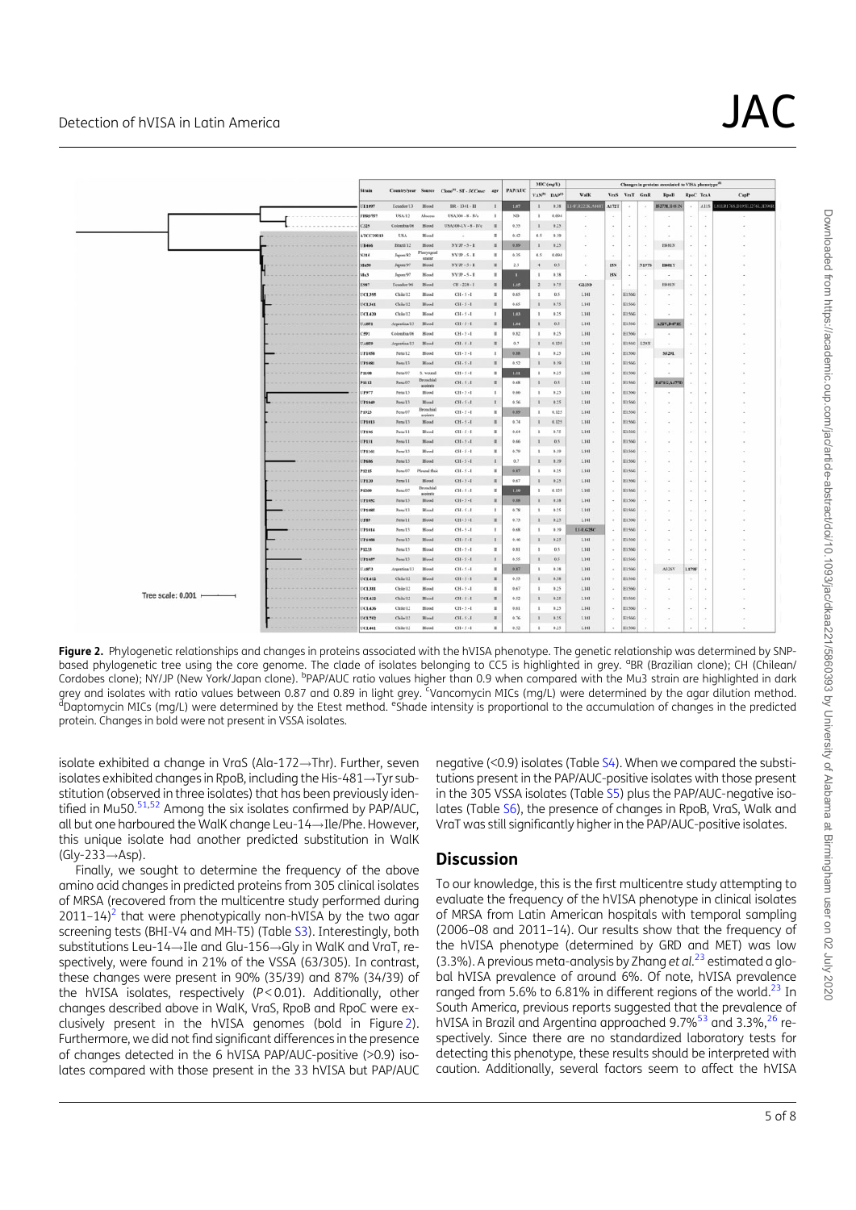**Figure 2.** Phylogenetic relationships and changes in proteins associated with the hVISA phenotype. The genetic relationship was determined by SNP-based phylogenetic tree using the core genome. The clade of isolates belonging to CC5 is highlighted in grey. [a]BR (Brazilian clone); CH (Chilean/Cordobes clone); NY/JP (New York/Japan clone). [b]PAP/AUC ratio values higher than 0.9 when compared with the Mu3 strain are highlighted in dark grey and isolates with ratio values between 0.87 and 0.89 in light grey. [c]Vancomycin MICs (mg/L) were determined by the agar dilution method. [d]Daptomycin MICs (mg/L) were determined by the Etest method. [e]Shade intensity is proportional to the accumulation of changes in the predicted protein. Changes in bold were not present in VSSA isolates.

isolate exhibited a change in VraS (Ala-172→Thr). Further, seven isolates exhibited changes in RpoB, including the His-481→Tyr substitution (observed in three isolates) that has been previously identified in Mu50.[51,52] Among the six isolates confirmed by PAP/AUC, all but one harboured the WalK change Leu-14→Ile/Phe. However, this unique isolate had another predicted substitution in WalK (Gly-233→Asp).

Finally, we sought to determine the frequency of the above amino acid changes in predicted proteins from 305 clinical isolates of MRSA (recovered from the multicentre study performed during 2011–14)[2] that were phenotypically non-hVISA by the two agar screening tests (BHI-V4 and MH-T5) (Table S3). Interestingly, both substitutions Leu-14→Ile and Glu-156→Gly in WalK and VraT, respectively, were found in 21% of the VSSA (63/305). In contrast, these changes were present in 90% (35/39) and 87% (34/39) of the hVISA isolates, respectively ($P<0.01$). Additionally, other changes described above in WalK, VraS, RpoB and RpoC were exclusively present in the hVISA genomes (bold in Figure 2). Furthermore, we did not find significant differences in the presence of changes detected in the 6 hVISA PAP/AUC-positive (>0.9) isolates compared with those present in the 33 hVISA but PAP/AUC negative (<0.9) isolates (Table S4). When we compared the substitutions present in the PAP/AUC-positive isolates with those present in the 305 VSSA isolates (Table S5) plus the PAP/AUC-negative isolates (Table S6), the presence of changes in RpoB, VraS, Walk and VraT was still significantly higher in the PAP/AUC-positive isolates.

## Discussion

To our knowledge, this is the first multicentre study attempting to evaluate the frequency of the hVISA phenotype in clinical isolates of MRSA from Latin American hospitals with temporal sampling (2006–08 and 2011–14). Our results show that the frequency of the hVISA phenotype (determined by GRD and MET) was low (3.3%). A previous meta-analysis by Zhang *et al.*[23] estimated a global hVISA prevalence of around 6%. Of note, hVISA prevalence ranged from 5.6% to 6.81% in different regions of the world.[23] In South America, previous reports suggested that the prevalence of hVISA in Brazil and Argentina approached 9.7%[53] and 3.3%,[26] respectively. Since there are no standardized laboratory tests for detecting this phenotype, these results should be interpreted with caution. Additionally, several factors seem to affect the hVISA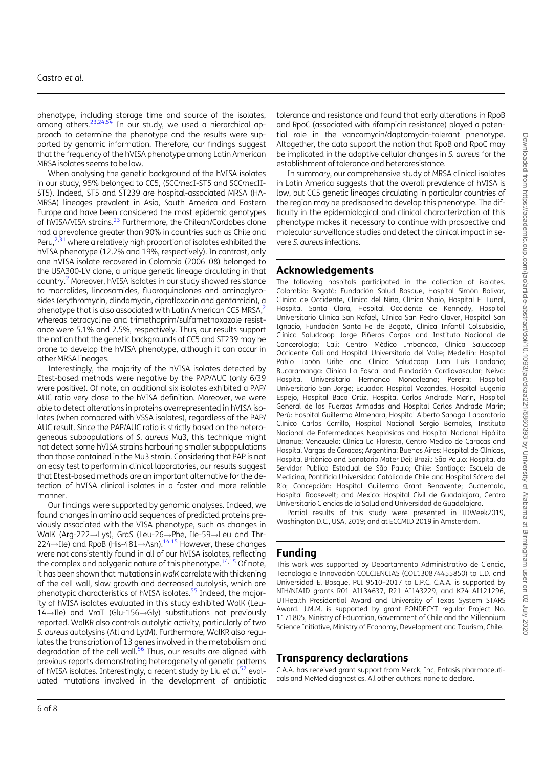phenotype, including storage time and source of the isolates, among others.[23,24,54] In our study, we used a hierarchical approach to determine the phenotype and the results were supported by genomic information. Therefore, our findings suggest that the frequency of the hVISA phenotype among Latin American MRSA isolates seems to be low.

When analysing the genetic background of the hVISA isolates in our study, 95% belonged to CC5, (SCC*mec*I-ST5 and SCC*mec*II-ST5). Indeed, ST5 and ST239 are hospital-associated MRSA (HA-MRSA) lineages prevalent in Asia, South America and Eastern Europe and have been considered the most epidemic genotypes of hVISA/VISA strains.[23] Furthermore, the Chilean/Cordobes clone had a prevalence greater than 90% in countries such as Chile and Peru,[2,31] where a relatively high proportion of isolates exhibited the hVISA phenotype (12.2% and 19%, respectively). In contrast, only one hVISA isolate recovered in Colombia (2006–08) belonged to the USA300-LV clone, a unique genetic lineage circulating in that country.[2] Moreover, hVISA isolates in our study showed resistance to macrolides, lincosamides, fluoroquinolones and aminoglycosides (erythromycin, clindamycin, ciprofloxacin and gentamicin), a phenotype that is also associated with Latin American CC5 MRSA,[2] whereas tetracycline and trimethoprim/sulfamethoxazole resistance were 5.1% and 2.5%, respectively. Thus, our results support the notion that the genetic backgrounds of CC5 and ST239 may be prone to develop the hVISA phenotype, although it can occur in other MRSA lineages.

Interestingly, the majority of the hVISA isolates detected by Etest-based methods were negative by the PAP/AUC (only 6/39 were positive). Of note, an additional six isolates exhibited a PAP/AUC ratio very close to the hVISA definition. Moreover, we were able to detect alterations in proteins overrepresented in hVISA isolates (when compared with VSSA isolates), regardless of the PAP/AUC result. Since the PAP/AUC ratio is strictly based on the heterogeneous subpopulations of *S. aureus* Mu3, this technique might not detect some hVISA strains harbouring smaller subpopulations than those contained in the Mu3 strain. Considering that PAP is not an easy test to perform in clinical laboratories, our results suggest that Etest-based methods are an important alternative for the detection of hVISA clinical isolates in a faster and more reliable manner.

Our findings were supported by genomic analyses. Indeed, we found changes in amino acid sequences of predicted proteins previously associated with the VISA phenotype, such as changes in WalK (Arg-222→Lys), GraS (Leu-26→Phe, Ile-59→Leu and Thr-224→Ile) and RpoB (His-481→Asn).[14,15] However, these changes were not consistently found in all of our hVISA isolates, reflecting the complex and polygenic nature of this phenotype.[14,15] Of note, it has been shown that mutations in *walK* correlate with thickening of the cell wall, slow growth and decreased autolysis, which are phenotypic characteristics of hVISA isolates.[55] Indeed, the majority of hVISA isolates evaluated in this study exhibited WalK (Leu-14→Ile) and VraT (Glu-156→Gly) substitutions not previously reported. WalKR also controls autolytic activity, particularly of two *S. aureus* autolysins (Atl and LytM). Furthermore, WalKR also regulates the transcription of 13 genes involved in the metabolism and degradation of the cell wall.[56] Thus, our results are aligned with previous reports demonstrating heterogeneity of genetic patterns of hVISA isolates. Interestingly, a recent study by Liu *et al.*[57] evaluated mutations involved in the development of antibiotic tolerance and resistance and found that early alterations in RpoB and RpoC (associated with rifampicin resistance) played a potential role in the vancomycin/daptomycin-tolerant phenotype. Altogether, the data support the notion that RpoB and RpoC may be implicated in the adaptive cellular changes in *S. aureus* for the establishment of tolerance and heteroresistance.

In summary, our comprehensive study of MRSA clinical isolates in Latin America suggests that the overall prevalence of hVISA is low, but CC5 genetic lineages circulating in particular countries of the region may be predisposed to develop this phenotype. The difficulty in the epidemiological and clinical characterization of this phenotype makes it necessary to continue with prospective and molecular surveillance studies and detect the clinical impact in severe *S. aureus* infections.

## Acknowledgements

The following hospitals participated in the collection of isolates. Colombia: Bogotá: Fundación Salud Bosque, Hospital Simón Bolívar, Clínica de Occidente, Clínica del Niño, Clínica Shaio, Hospital El Tunal, Hospital Santa Clara, Hospital Occidente de Kennedy, Hospital Universitario Clínica San Rafael, Clínica San Pedro Claver, Hospital San Ignacio, Fundación Santa Fe de Bogotá, Clínica Infantil Colsubsidio, Clínica Saludcoop Jorge Piñeros Corpas and Instituto Nacional de Cancerología; Cali: Centro Médico Imbanaco, Clínica Saludcoop Occidente Cali and Hospital Universitario del Valle; Medellín: Hospital Pablo Tobón Uribe and Clínica Saludcoop Juan Luis Londoño; Bucaramanga: Clínica La Foscal and Fundación Cardiovascular; Neiva: Hospital Universitario Hernando Moncaleano; Pereira: Hospital Universitario San Jorge; Ecuador: Hospital Vozandes, Hospital Eugenio Espejo, Hospital Baca Ortiz, Hospital Carlos Andrade Marín, Hospital General de las Fuerzas Armadas and Hospital Carlos Andrade Marín; Perú: Hospital Guillermo Almenara, Hospital Alberto Sabogal Laboratorio Clínico Carlos Carrillo, Hospital Nacional Sergio Bernales, Instituto Nacional de Enfermedades Neoplásicas and Hospital Nacional Hipólito Unanue; Venezuela: Clínica La Floresta, Centro Medico de Caracas and Hospital Vargas de Caracas; Argentina: Buenos Aires: Hospital de Clínicas, Hospital Británico and Sanatorio Mater Dei; Brazil: São Paulo: Hospital do Servidor Publico Estadual de São Paulo; Chile: Santiago: Escuela de Medicina, Pontificia Universidad Católica de Chile and Hospital Sótero del Río; Concepción: Hospital Guillermo Grant Benavente; Guatemala, Hospital Roosevelt; and Mexico: Hospital Civil de Guadalajara, Centro Universitario Ciencias de la Salud and Universidad de Guadalajara.

Partial results of this study were presented in IDWeek2019, Washington D.C., USA, 2019; and at ECCMID 2019 in Amsterdam.

## Funding

This work was supported by Departamento Administrativo de Ciencia, Tecnología e Innovación COLCIENCIAS (COL130874455850) to L.D. and Universidad El Bosque, PCI 9510–2017 to L.P.C. C.A.A. is supported by NIH/NIAID grants R01 AI134637, R21 AI143229, and K24 AI121296, UTHealth Presidential Award and University of Texas System STARS Award. J.M.M. is supported by grant FONDECYT regular Project No. 1171805, Ministry of Education, Government of Chile and the Millennium Science Initiative, Ministry of Economy, Development and Tourism, Chile.

## Transparency declarations

C.A.A. has received grant support from Merck, Inc, Entasis pharmaceuticals and MeMed diagnostics. All other authors: none to declare.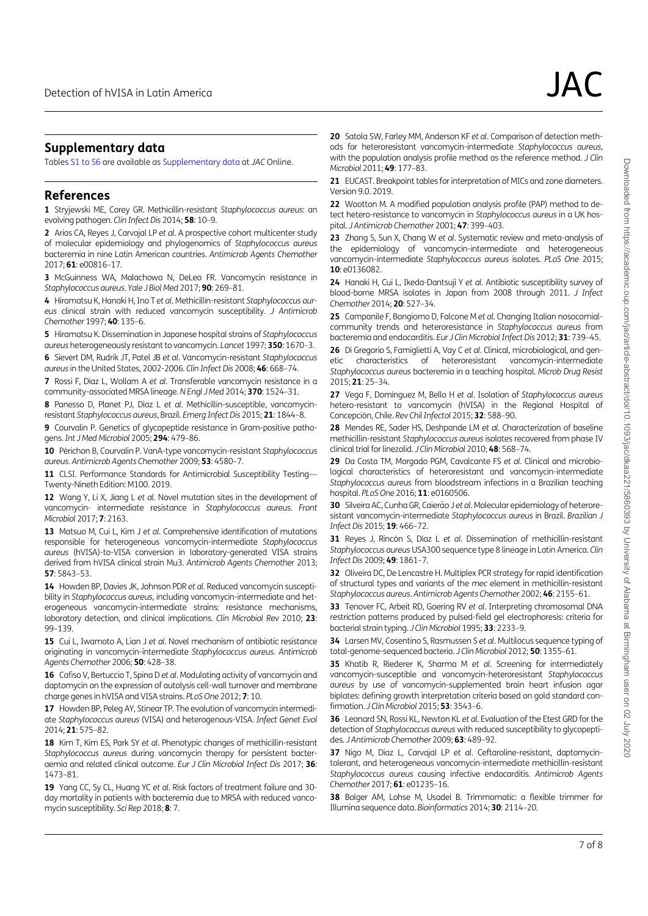## Supplementary data

Tables S1 to S6 are available as Supplementary data at *JAC* Online.

## References

**1** Stryjewski ME, Corey GR. Methicillin-resistant *Staphylococcus aureus*: an evolving pathogen. *Clin Infect Dis* 2014; **58**: 10–9.

**2** Arias CA, Reyes J, Carvajal LP *et al*. A prospective cohort multicenter study of molecular epidemiology and phylogenomics of *Staphylococcus aureus* bacteremia in nine Latin American countries. *Antimicrob Agents Chemother* 2017; **61**: e00816–17.

**3** McGuinness WA, Malachowa N, DeLeo FR. Vancomycin resistance in *Staphylococcus aureus*. *Yale J Biol Med* 2017; **90**: 269–81.

**4** Hiramatsu K, Hanaki H, Ino T *et al*. Methicillin-resistant *Staphylococcus aureus* clinical strain with reduced vancomycin susceptibility. *J Antimicrob Chemother* 1997; **40**: 135–6.

**5** Hiramatsu K. Dissemination in Japanese hospital strains of *Staphylococcus aureus* heterogeneously resistant to vancomycin. *Lancet* 1997; **350**: 1670–3.

**6** Sievert DM, Rudrik JT, Patel JB *et al*. Vancomycin-resistant *Staphylococcus aureus* in the United States, 2002-2006. *Clin Infect Dis* 2008; **46**: 668–74.

**7** Rossi F, Diaz L, Wollam A *et al*. Transferable vancomycin resistance in a community-associated MRSA lineage. *N Engl J Med* 2014; **370**: 1524–31.

**8** Panesso D, Planet PJ, Diaz L *et al*. Methicillin-susceptible, vancomycin-resistant *Staphylococcus aureus*, Brazil. *Emerg Infect Dis* 2015; **21**: 1844–8.

**9** Courvalin P. Genetics of glycopeptide resistance in Gram-positive pathogens. *Int J Med Microbiol* 2005; **294**: 479–86.

**10** Périchon B, Courvalin P. VanA-type vancomycin-resistant *Staphylococcus aureus*. *Antimicrob Agents Chemother* 2009; **53**: 4580–7.

**11** CLSI. Performance Standards for Antimicrobial Susceptibility Testing—Twenty-Nineth Edition: M100. 2019.

**12** Wang Y, Li X, Jiang L *et al*. Novel mutation sites in the development of vancomycin- intermediate resistance in *Staphylococcus aureus*. *Front Microbiol* 2017; **7**: 2163.

**13** Matsuo M, Cui L, Kim J *et al*. Comprehensive identification of mutations responsible for heterogeneous vancomycin-intermediate *Staphylococcus aureus* (hVISA)-to-VISA conversion in laboratory-generated VISA strains derived from hVISA clinical strain Mu3. *Antimicrob Agents Chemother* 2013; **57**: 5843–53.

**14** Howden BP, Davies JK, Johnson PDR *et al*. Reduced vancomycin susceptibility in *Staphylococcus aureus*, including vancomycin-intermediate and heterogeneous vancomycin-intermediate strains: resistance mechanisms, laboratory detection, and clinical implications. *Clin Microbiol Rev* 2010; **23**: 99–139.

**15** Cui L, Iwamoto A, Lian J *et al*. Novel mechanism of antibiotic resistance originating in vancomycin-intermediate *Staphylococcus aureus*. *Antimicrob Agents Chemother* 2006; **50**: 428–38.

**16** Cafiso V, Bertuccio T, Spina D *et al*. Modulating activity of vancomycin and daptomycin on the expression of autolysis cell-wall turnover and membrane charge genes in hVISA and VISA strains. *PLoS One* 2012; **7**: 10.

**17** Howden BP, Peleg AY, Stinear TP. The evolution of vancomycin intermediate *Staphylococcus aureus* (VISA) and heterogenous-VISA. *Infect Genet Evol* 2014; **21**: 575–82.

**18** Kim T, Kim ES, Park SY *et al*. Phenotypic changes of methicillin-resistant *Staphylococcus aureus* during vancomycin therapy for persistent bacteraemia and related clinical outcome. *Eur J Clin Microbiol Infect Dis* 2017; **36**: 1473–81.

**19** Yang CC, Sy CL, Huang YC *et al*. Risk factors of treatment failure and 30-day mortality in patients with bacteremia due to MRSA with reduced vancomycin susceptibility. *Sci Rep* 2018; **8**: 7.

**20** Satola SW, Farley MM, Anderson KF *et al*. Comparison of detection methods for heteroresistant vancomycin-intermediate *Staphylococcus aureus*, with the population analysis profile method as the reference method. *J Clin Microbiol* 2011; **49**: 177–83.

**21** EUCAST. Breakpoint tables for interpretation of MICs and zone diameters. Version 9.0. 2019.

**22** Wootton M. A modified population analysis profile (PAP) method to detect hetero-resistance to vancomycin in *Staphylococcus aureus* in a UK hospital. *J Antimicrob Chemother* 2001; **47**: 399–403.

**23** Zhang S, Sun X, Chang W *et al*. Systematic review and meta-analysis of the epidemiology of vancomycin-intermediate and heterogeneous vancomycin-intermediate *Staphylococcus aureus* isolates. *PLoS One* 2015; **10**: e0136082.

**24** Hanaki H, Cui L, Ikeda-Dantsuji Y *et al*. Antibiotic susceptibility survey of blood-borne MRSA isolates in Japan from 2008 through 2011. *J Infect Chemother* 2014; **20**: 527–34.

**25** Campanile F, Bongiorno D, Falcone M *et al*. Changing Italian nosocomial-community trends and heteroresistance in *Staphylococcus aureus* from bacteremia and endocarditis. *Eur J Clin Microbiol Infect Dis* 2012; **31**: 739–45.

**26** Di Gregorio S, Famiglietti A, Vay C *et al*. Clinical, microbiological, and genetic characteristics of heteroresistant vancomycin-intermediate *Staphylococcus aureus* bacteremia in a teaching hospital. *Microb Drug Resist* 2015; **21**: 25–34.

**27** Vega F, Domínguez M, Bello H *et al*. Isolation of *Staphylococcus aureus* hetero-resistant to vancomycin (hVISA) in the Regional Hospital of Concepción, Chile. *Rev Chil Infectol* 2015; **32**: 588–90.

**28** Mendes RE, Sader HS, Deshpande LM *et al*. Characterization of baseline methicillin-resistant *Staphylococcus aureus* isolates recovered from phase IV clinical trial for linezolid. *J Clin Microbiol* 2010; **48**: 568–74.

**29** Da Costa TM, Morgado PGM, Cavalcante FS *et al*. Clinical and microbiological characteristics of heteroresistant and vancomycin-intermediate *Staphylococcus aureus* from bloodstream infections in a Brazilian teaching hospital. *PLoS One* 2016; **11**: e0160506.

**30** Silveira AC, Cunha GR, Caierão J *et al*. Molecular epidemiology of heteroresistant vancomycin-intermediate *Staphylococcus aureus* in Brazil. *Brazilian J Infect Dis* 2015; **19**: 466–72.

**31** Reyes J, Rincón S, Díaz L *et al*. Dissemination of methicillin-resistant *Staphylococcus aureus* USA300 sequence type 8 lineage in Latin America. *Clin Infect Dis* 2009; **49**: 1861–7.

**32** Oliveira DC, De Lencastre H. Multiplex PCR strategy for rapid identification of structural types and variants of the *mec* element in methicillin-resistant *Staphylococcus aureus*. *Antimicrob Agents Chemother* 2002; **46**: 2155–61.

**33** Tenover FC, Arbeit RD, Goering RV *et al*. Interpreting chromosomal DNA restriction patterns produced by pulsed-field gel electrophoresis: criteria for bacterial strain typing. *J Clin Microbiol* 1995; **33**: 2233–9.

**34** Larsen MV, Cosentino S, Rasmussen S *et al*. Multilocus sequence typing of total-genome-sequenced bacteria. *J Clin Microbiol* 2012; **50**: 1355–61.

**35** Khatib R, Riederer K, Sharma M *et al*. Screening for intermediately vancomycin-susceptible and vancomycin-heteroresistant *Staphylococcus aureus* by use of vancomycin-supplemented brain heart infusion agar biplates: defining growth interpretation criteria based on gold standard confirmation. *J Clin Microbiol* 2015; **53**: 3543–6.

**36** Leonard SN, Rossi KL, Newton KL *et al*. Evaluation of the Etest GRD for the detection of *Staphylococcus aureus* with reduced susceptibility to glycopeptides. *J Antimicrob Chemother* 2009; **63**: 489–92.

**37** Nigo M, Diaz L, Carvajal LP *et al*. Ceftaroline-resistant, daptomycin-tolerant, and heterogeneous vancomycin-intermediate methicillin-resistant *Staphylococcus aureus* causing infective endocarditis. *Antimicrob Agents Chemother* 2017; **61**: e01235–16.

**38** Bolger AM, Lohse M, Usadel B. Trimmomatic: a flexible trimmer for Illumina sequence data. *Bioinformatics* 2014; **30**: 2114–20.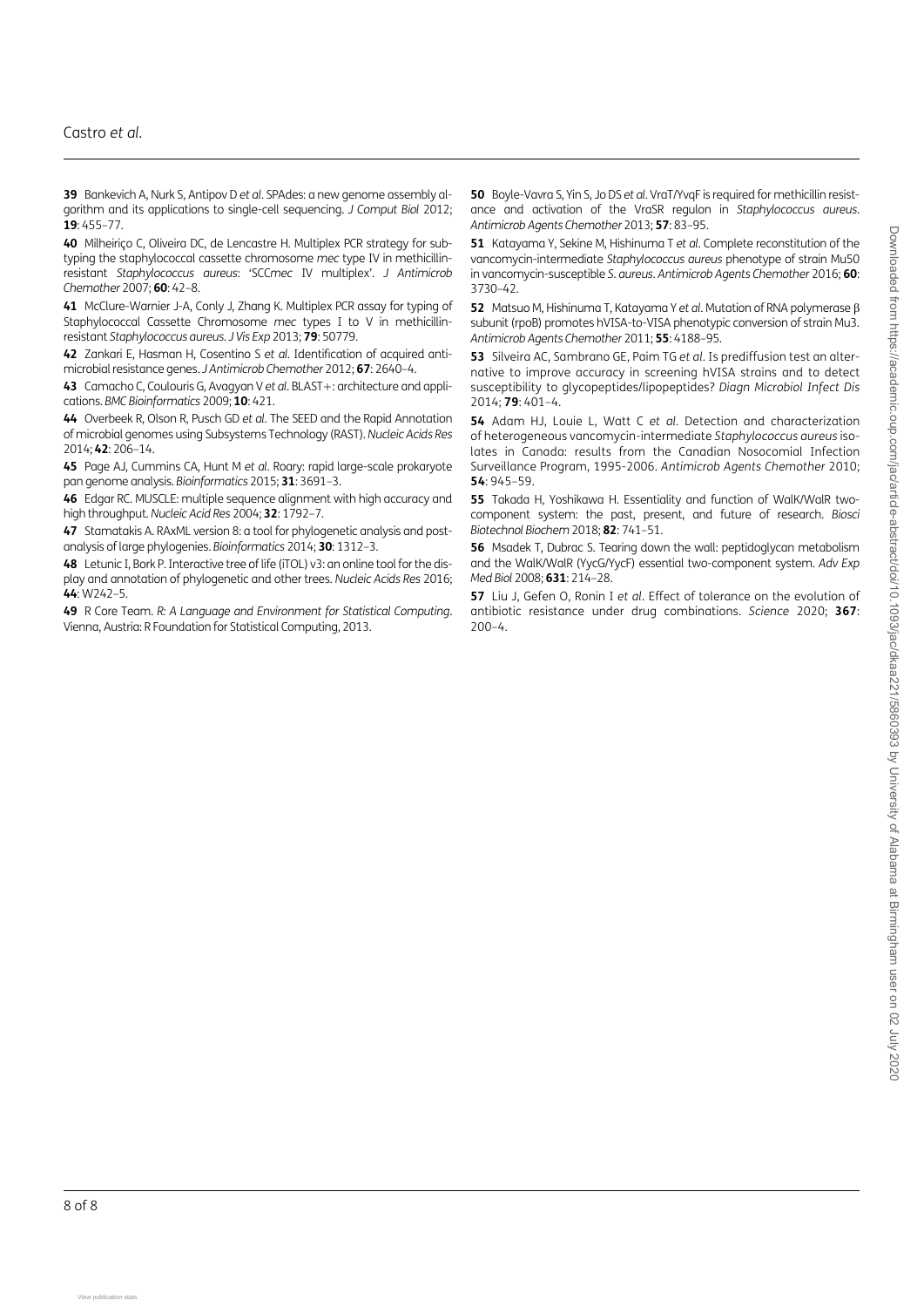39 Bankevich A, Nurk S, Antipov D *et al*. SPAdes: a new genome assembly algorithm and its applications to single-cell sequencing. *J Comput Biol* 2012; **19**: 455–77.

40 Milheiriço C, Oliveira DC, de Lencastre H. Multiplex PCR strategy for subtyping the staphylococcal cassette chromosome *mec* type IV in methicillin-resistant *Staphylococcus aureus*: 'SCC*mec* IV multiplex'. *J Antimicrob Chemother* 2007; **60**: 42–8.

41 McClure-Warnier J-A, Conly J, Zhang K. Multiplex PCR assay for typing of Staphylococcal Cassette Chromosome *mec* types I to V in methicillin-resistant *Staphylococcus aureus*. *J Vis Exp* 2013; **79**: 50779.

42 Zankari E, Hasman H, Cosentino S *et al*. Identification of acquired antimicrobial resistance genes. *J Antimicrob Chemother* 2012; **67**: 2640–4.

43 Camacho C, Coulouris G, Avagyan V *et al*. BLAST+: architecture and applications. *BMC Bioinformatics* 2009; **10**: 421.

44 Overbeek R, Olson R, Pusch GD *et al*. The SEED and the Rapid Annotation of microbial genomes using Subsystems Technology (RAST). *Nucleic Acids Res* 2014; **42**: 206–14.

45 Page AJ, Cummins CA, Hunt M *et al*. Roary: rapid large-scale prokaryote pan genome analysis. *Bioinformatics* 2015; **31**: 3691–3.

46 Edgar RC. MUSCLE: multiple sequence alignment with high accuracy and high throughput. *Nucleic Acid Res* 2004; **32**: 1792–7.

47 Stamatakis A. RAxML version 8: a tool for phylogenetic analysis and post-analysis of large phylogenies. *Bioinformatics* 2014; **30**: 1312–3.

48 Letunic I, Bork P. Interactive tree of life (iTOL) v3: an online tool for the display and annotation of phylogenetic and other trees. *Nucleic Acids Res* 2016; **44**: W242–5.

49 R Core Team. *R: A Language and Environment for Statistical Computing*. Vienna, Austria: R Foundation for Statistical Computing, 2013.

50 Boyle-Vavra S, Yin S, Jo DS *et al*. VraT/YvqF is required for methicillin resistance and activation of the VraSR regulon in *Staphylococcus aureus*. *Antimicrob Agents Chemother* 2013; **57**: 83–95.

51 Katayama Y, Sekine M, Hishinuma T *et al*. Complete reconstitution of the vancomycin-intermediate *Staphylococcus aureus* phenotype of strain Mu50 in vancomycin-susceptible *S. aureus*. *Antimicrob Agents Chemother* 2016; **60**: 3730–42.

52 Matsuo M, Hishinuma T, Katayama Y *et al*. Mutation of RNA polymerase β subunit (rpoB) promotes hVISA-to-VISA phenotypic conversion of strain Mu3. *Antimicrob Agents Chemother* 2011; **55**: 4188–95.

53 Silveira AC, Sambrano GE, Paim TG *et al*. Is prediffusion test an alternative to improve accuracy in screening hVISA strains and to detect susceptibility to glycopeptides/lipopeptides? *Diagn Microbiol Infect Dis* 2014; **79**: 401–4.

54 Adam HJ, Louie L, Watt C *et al*. Detection and characterization of heterogeneous vancomycin-intermediate *Staphylococcus aureus* isolates in Canada: results from the Canadian Nosocomial Infection Surveillance Program, 1995-2006. *Antimicrob Agents Chemother* 2010; **54**: 945–59.

55 Takada H, Yoshikawa H. Essentiality and function of WalK/WalR two-component system: the past, present, and future of research. *Biosci Biotechnol Biochem* 2018; **82**: 741–51.

56 Msadek T, Dubrac S. Tearing down the wall: peptidoglycan metabolism and the WalK/WalR (YycG/YycF) essential two-component system. *Adv Exp Med Biol* 2008; **631**: 214–28.

57 Liu J, Gefen O, Ronin I *et al*. Effect of tolerance on the evolution of antibiotic resistance under drug combinations. *Science* 2020; **367**: 200–4.